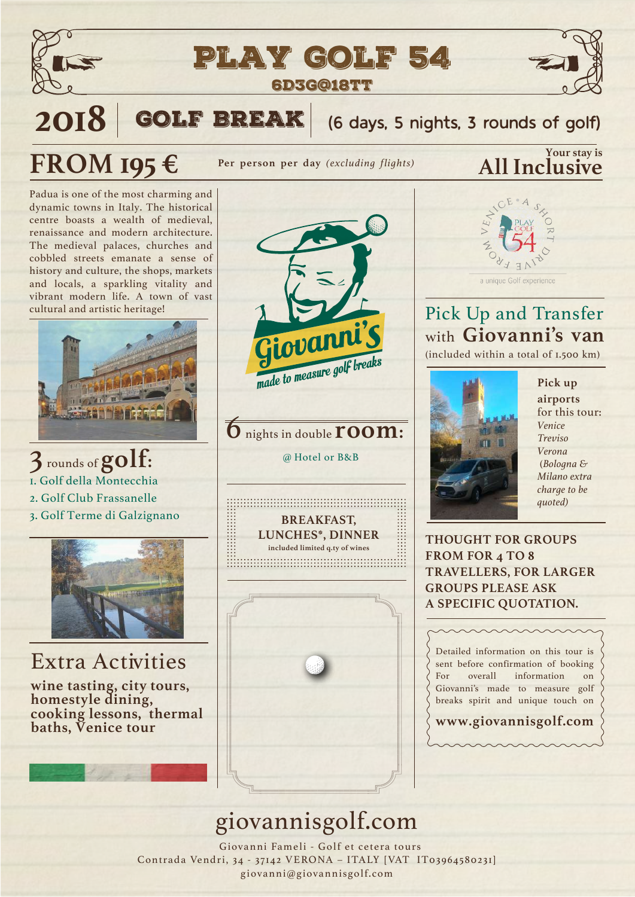# PLAY GOLF 54

## 6D3G@18TT

## 2018 | GOLF BREAK | (6 days, 5 nights, 3 rounds of golf)

**FROM 195 €** Per person per day *(excluding flights)*

Your stay is **All Inclusive**

Padua is one of the most charming and dynamic towns in Italy. The historical centre boasts a wealth of medieval, renaissance and modern architecture. The medieval palaces, churches and cobbled streets emanate a sense of history and culture, the shops, markets and locals, a sparkling vitality and vibrant modern life. A town of vast cultural and artistic heritage!

### 3 rounds of golf:

1. Golf della Montecchia
2. Golf Club Frassanelle
3. Golf Terme di Galzignano

### Extra Activities

**wine tasting, city tours, homestyle dining, cooking lessons, thermal baths, Venice tour**

Giovanni's
*made to measure golf breaks*

### 6 nights in double room:

@ Hotel or B&B

**BREAKFAST, LUNCHES*, DINNER**
included limited q.ty of wines

VENICE • A SHORT DRIVE FROM
PLAY GOLF 54
a unique Golf experience

### Pick Up and Transfer with Giovanni's van

(included within a total of 1.500 km)

**Pick up airports** for this tour:
*Venice*
*Treviso*
*Verona*
*(Bologna & Milano extra charge to be quoted)*

**THOUGHT FOR GROUPS FROM FOR 4 TO 8 TRAVELLERS, FOR LARGER GROUPS PLEASE ASK A SPECIFIC QUOTATION.**

Detailed information on this tour is sent before confirmation of booking
For overall information on Giovanni's made to measure golf breaks spirit and unique touch on

**www.giovannisgolf.com**

giovannisgolf.com

Giovanni Fameli - Golf et cetera tours
Contrada Vendri, 34 - 37142 VERONA – ITALY [VAT IT03964580231]
giovanni@giovannisgolf.com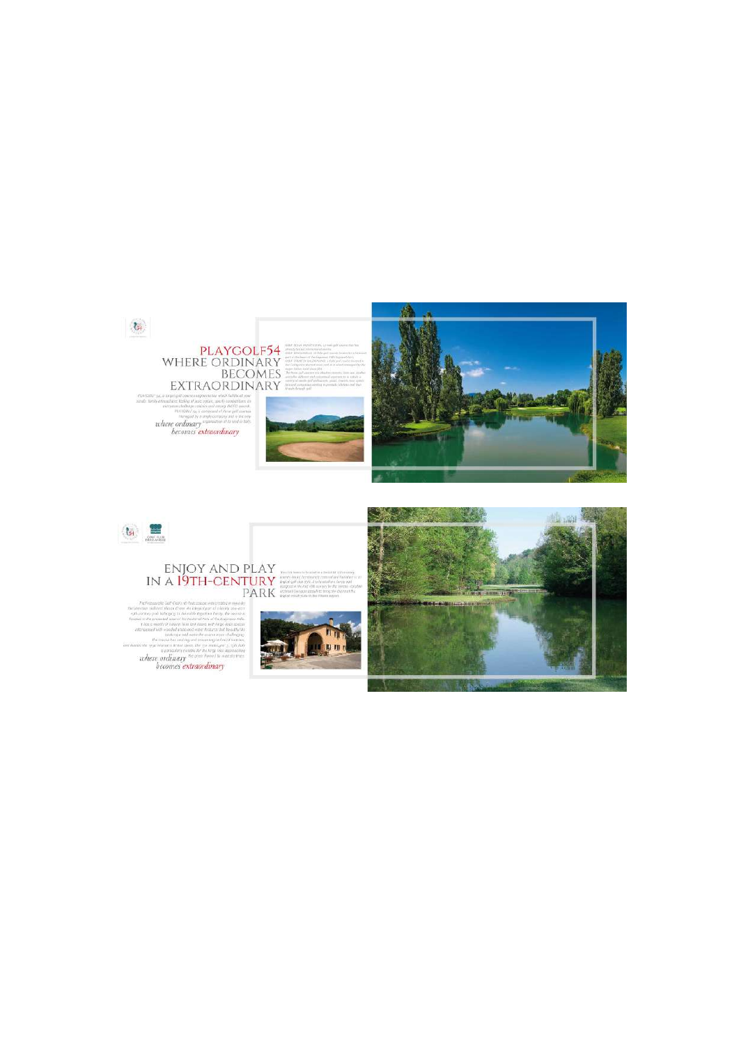# PLAYGOLF54
# WHERE ORDINARY BECOMES EXTRAORDINARY

*where ordinary becomes extraordinary*

# ENJOY AND PLAY IN A 19TH-CENTURY PARK

*where ordinary becomes extraordinary*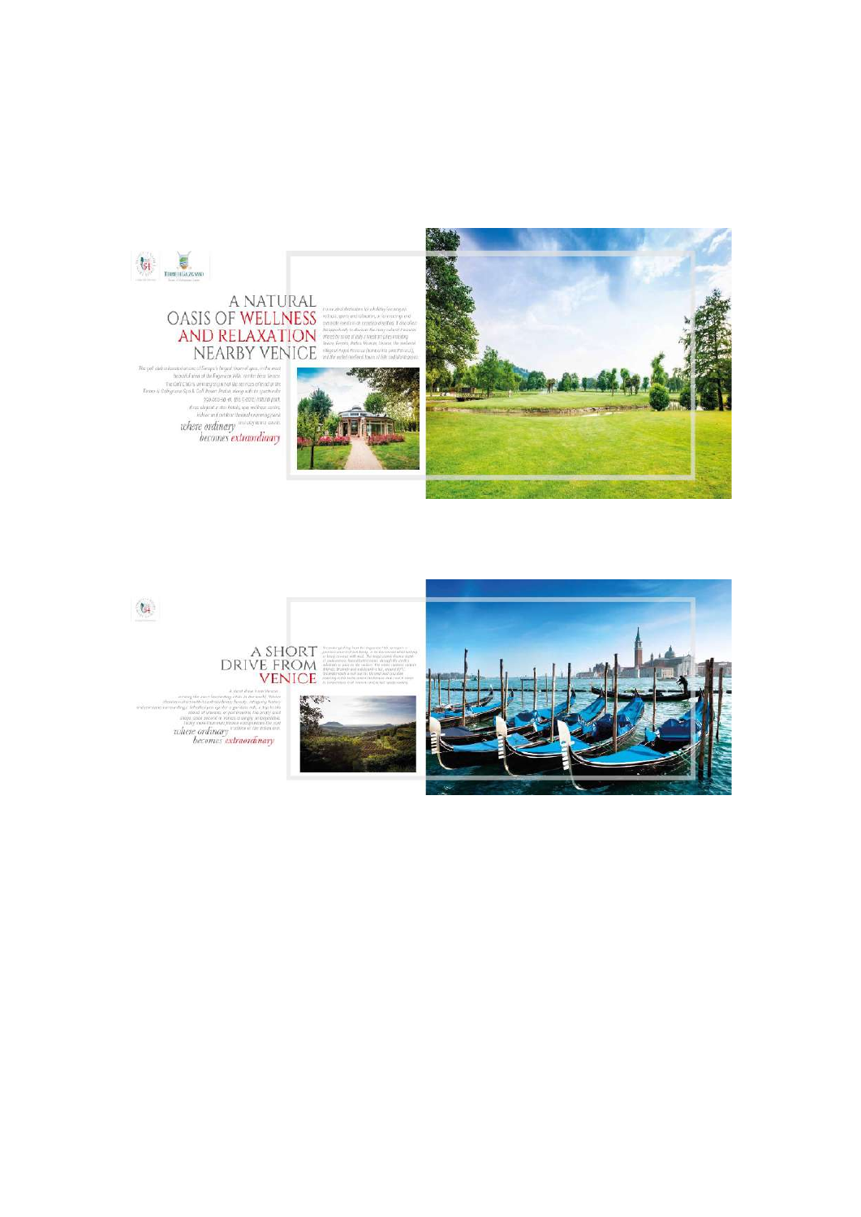# A NATURAL OASIS OF WELLNESS AND RELAXATION NEARBY VENICE

*where ordinary becomes extraordinary*

# A SHORT DRIVE FROM VENICE

*where ordinary becomes extraordinary*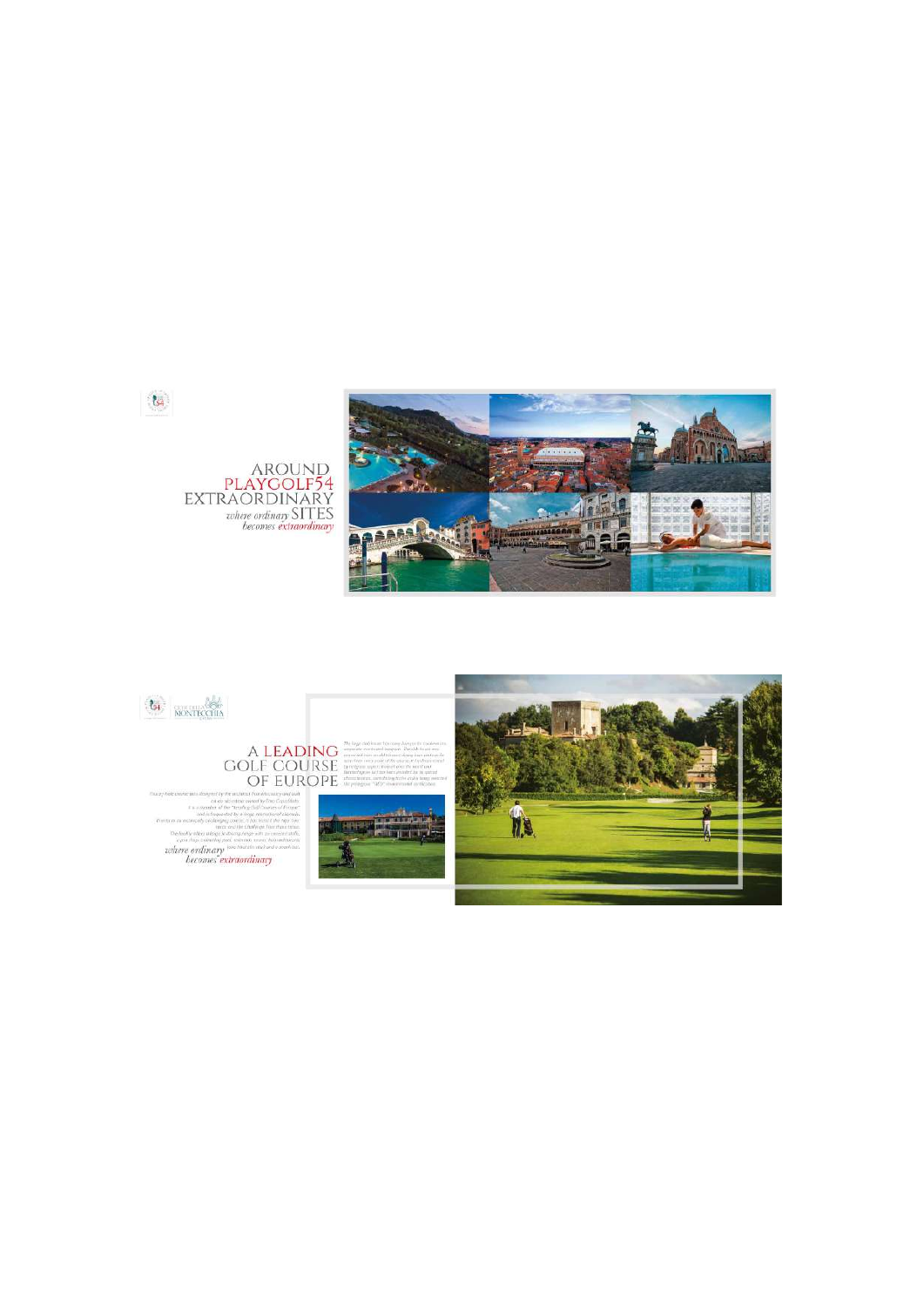# AROUND PLAYGOLF54 EXTRAORDINARY

*where ordinary* SITES *becomes extraordinary*

# A LEADING GOLF COURSE OF EUROPE

*where ordinary becomes extraordinary*